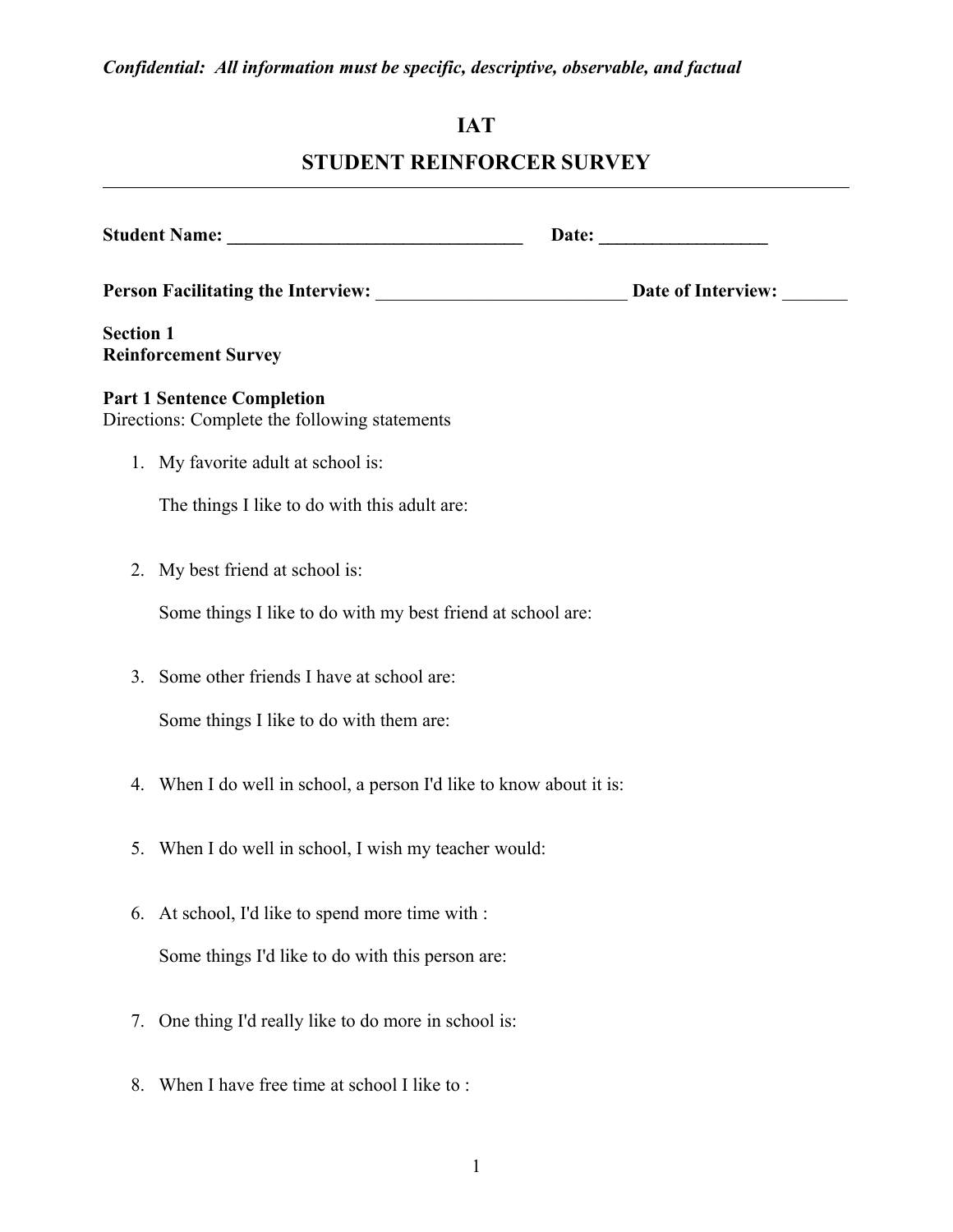*Confidential: All information must be specific, descriptive, observable, and factual*

# IAT

# STUDENT REINFORCER SURVEY

---

**Student Name: _________________________________** **Date: __________________**

**Person Facilitating the Interview:** ___________________________ **Date of Interview:** _______

**Section 1**
**Reinforcement Survey**

**Part 1 Sentence Completion**
Directions: Complete the following statements

1. My favorite adult at school is:

   The things I like to do with this adult are:

2. My best friend at school is:

   Some things I like to do with my best friend at school are:

3. Some other friends I have at school are:

   Some things I like to do with them are:

4. When I do well in school, a person I'd like to know about it is:

5. When I do well in school, I wish my teacher would:

6. At school, I'd like to spend more time with :

   Some things I'd like to do with this person are:

7. One thing I'd really like to do more in school is:

8. When I have free time at school I like to :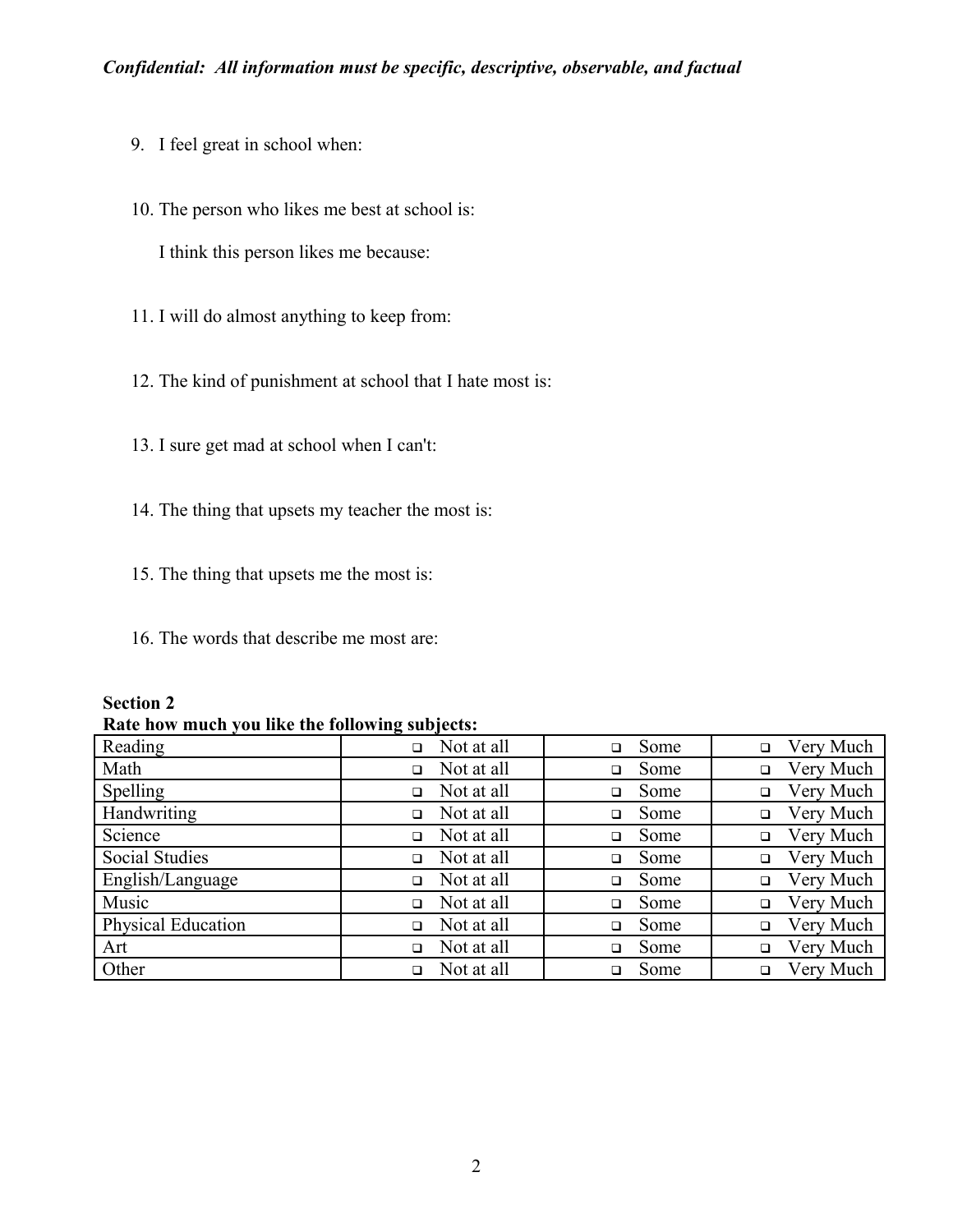*Confidential: All information must be specific, descriptive, observable, and factual*

9. I feel great in school when:

10. The person who likes me best at school is:

    I think this person likes me because:

11. I will do almost anything to keep from:

12. The kind of punishment at school that I hate most is:

13. I sure get mad at school when I can't:

14. The thing that upsets my teacher the most is:

15. The thing that upsets me the most is:

16. The words that describe me most are:

**Section 2**
**Rate how much you like the following subjects:**

| Subject | | | |
|---|---|---|---|
| Reading | ❑ Not at all | ❑ Some | ❑ Very Much |
| Math | ❑ Not at all | ❑ Some | ❑ Very Much |
| Spelling | ❑ Not at all | ❑ Some | ❑ Very Much |
| Handwriting | ❑ Not at all | ❑ Some | ❑ Very Much |
| Science | ❑ Not at all | ❑ Some | ❑ Very Much |
| Social Studies | ❑ Not at all | ❑ Some | ❑ Very Much |
| English/Language | ❑ Not at all | ❑ Some | ❑ Very Much |
| Music | ❑ Not at all | ❑ Some | ❑ Very Much |
| Physical Education | ❑ Not at all | ❑ Some | ❑ Very Much |
| Art | ❑ Not at all | ❑ Some | ❑ Very Much |
| Other | ❑ Not at all | ❑ Some | ❑ Very Much |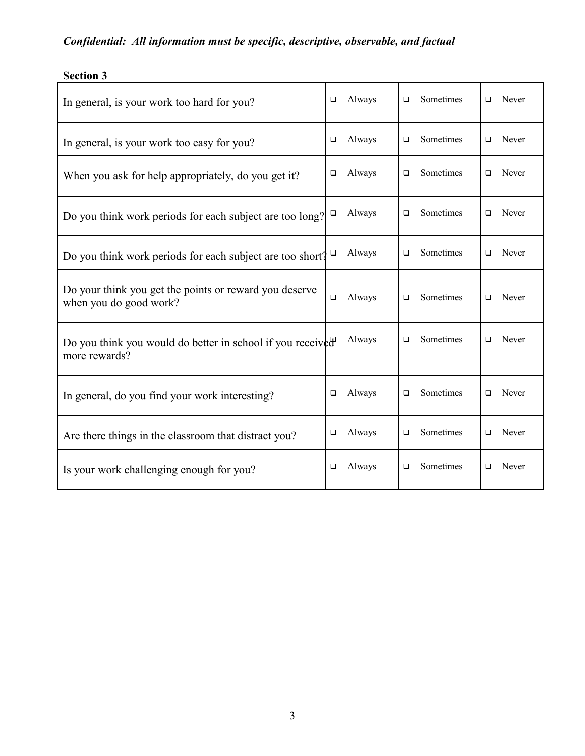*Confidential: All information must be specific, descriptive, observable, and factual*

**Section 3**

| | | | |
|---|---|---|---|
| In general, is your work too hard for you? | ❑ Always | ❑ Sometimes | ❑ Never |
| In general, is your work too easy for you? | ❑ Always | ❑ Sometimes | ❑ Never |
| When you ask for help appropriately, do you get it? | ❑ Always | ❑ Sometimes | ❑ Never |
| Do you think work periods for each subject are too long? | ❑ Always | ❑ Sometimes | ❑ Never |
| Do you think work periods for each subject are too short? | ❑ Always | ❑ Sometimes | ❑ Never |
| Do your think you get the points or reward you deserve when you do good work? | ❑ Always | ❑ Sometimes | ❑ Never |
| Do you think you would do better in school if you received more rewards? | ❑ Always | ❑ Sometimes | ❑ Never |
| In general, do you find your work interesting? | ❑ Always | ❑ Sometimes | ❑ Never |
| Are there things in the classroom that distract you? | ❑ Always | ❑ Sometimes | ❑ Never |
| Is your work challenging enough for you? | ❑ Always | ❑ Sometimes | ❑ Never |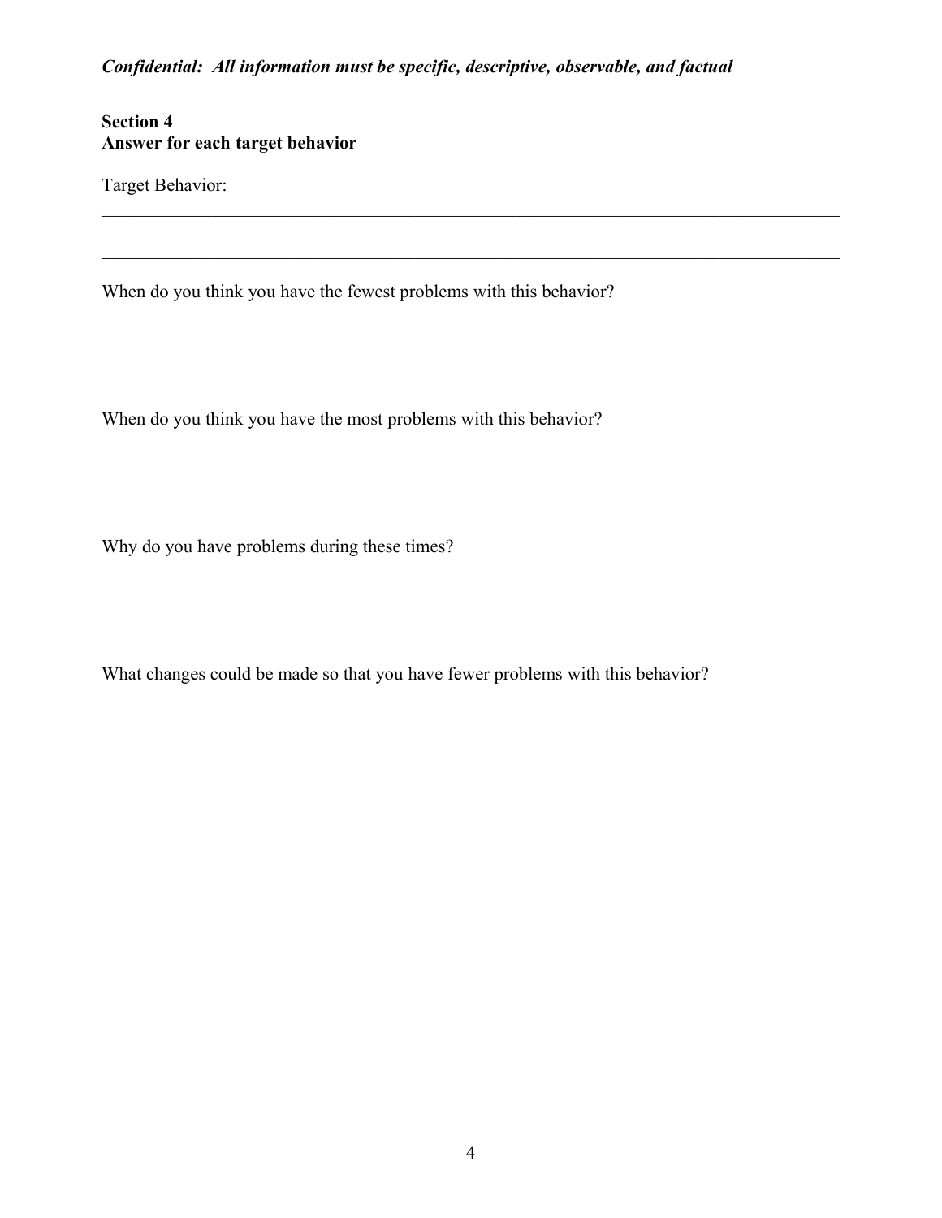***Confidential: All information must be specific, descriptive, observable, and factual***

**Section 4**
**Answer for each target behavior**

Target Behavior:

______________________________________________________________________________

______________________________________________________________________________

When do you think you have the fewest problems with this behavior?

When do you think you have the most problems with this behavior?

Why do you have problems during these times?

What changes could be made so that you have fewer problems with this behavior?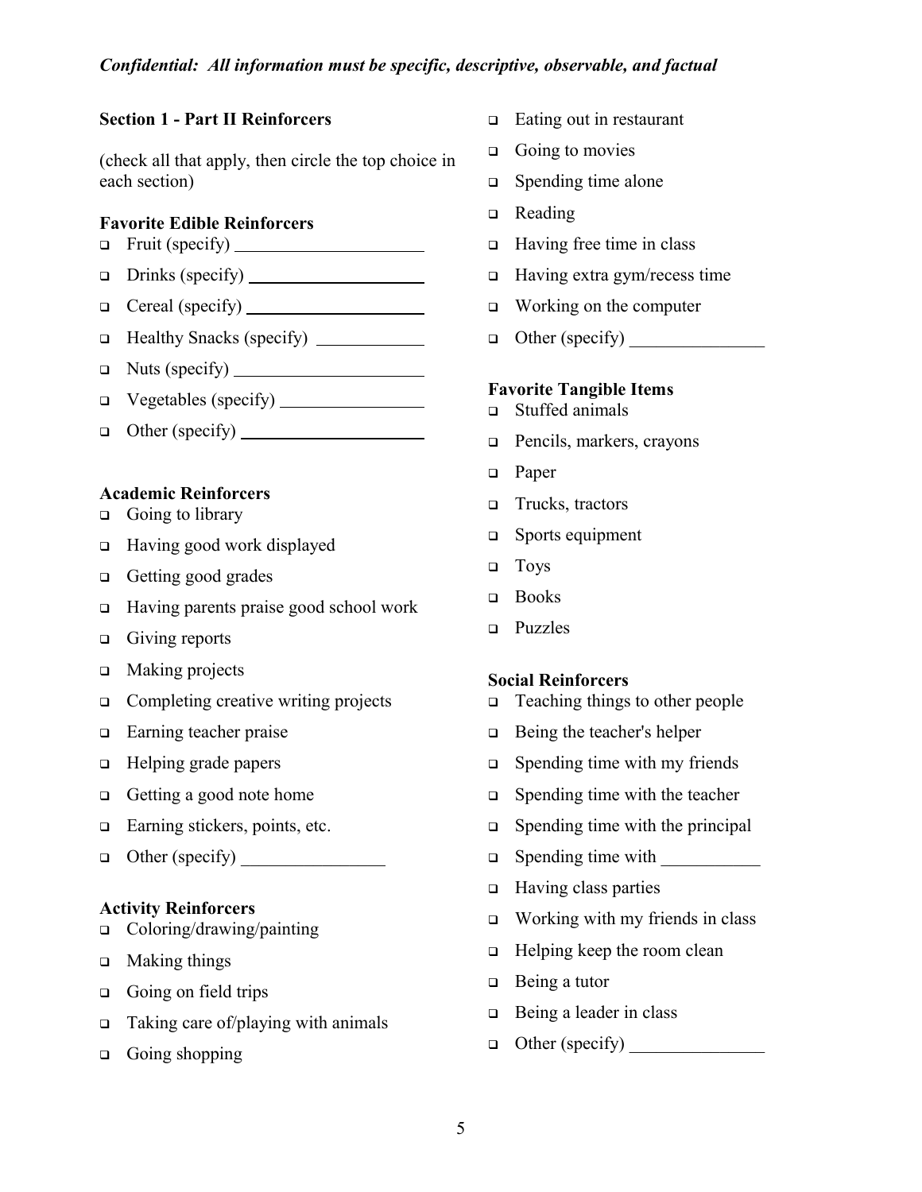*Confidential: All information must be specific, descriptive, observable, and factual*

**Section 1 - Part II Reinforcers**

(check all that apply, then circle the top choice in each section)

**Favorite Edible Reinforcers**

- ☐ Fruit (specify) ____________________
- ☐ Drinks (specify) ____________________
- ☐ Cereal (specify) ____________________
- ☐ Healthy Snacks (specify) ____________
- ☐ Nuts (specify) ____________________
- ☐ Vegetables (specify) ______________
- ☐ Other (specify) ____________________

**Academic Reinforcers**

- ☐ Going to library
- ☐ Having good work displayed
- ☐ Getting good grades
- ☐ Having parents praise good school work
- ☐ Giving reports
- ☐ Making projects
- ☐ Completing creative writing projects
- ☐ Earning teacher praise
- ☐ Helping grade papers
- ☐ Getting a good note home
- ☐ Earning stickers, points, etc.
- ☐ Other (specify) ________________

**Activity Reinforcers**

- ☐ Coloring/drawing/painting
- ☐ Making things
- ☐ Going on field trips
- ☐ Taking care of/playing with animals
- ☐ Going shopping
- ☐ Eating out in restaurant
- ☐ Going to movies
- ☐ Spending time alone
- ☐ Reading
- ☐ Having free time in class
- ☐ Having extra gym/recess time
- ☐ Working on the computer
- ☐ Other (specify) _______________

**Favorite Tangible Items**

- ☐ Stuffed animals
- ☐ Pencils, markers, crayons
- ☐ Paper
- ☐ Trucks, tractors
- ☐ Sports equipment
- ☐ Toys
- ☐ Books
- ☐ Puzzles

**Social Reinforcers**

- ☐ Teaching things to other people
- ☐ Being the teacher's helper
- ☐ Spending time with my friends
- ☐ Spending time with the teacher
- ☐ Spending time with the principal
- ☐ Spending time with ___________
- ☐ Having class parties
- ☐ Working with my friends in class
- ☐ Helping keep the room clean
- ☐ Being a tutor
- ☐ Being a leader in class
- ☐ Other (specify) _______________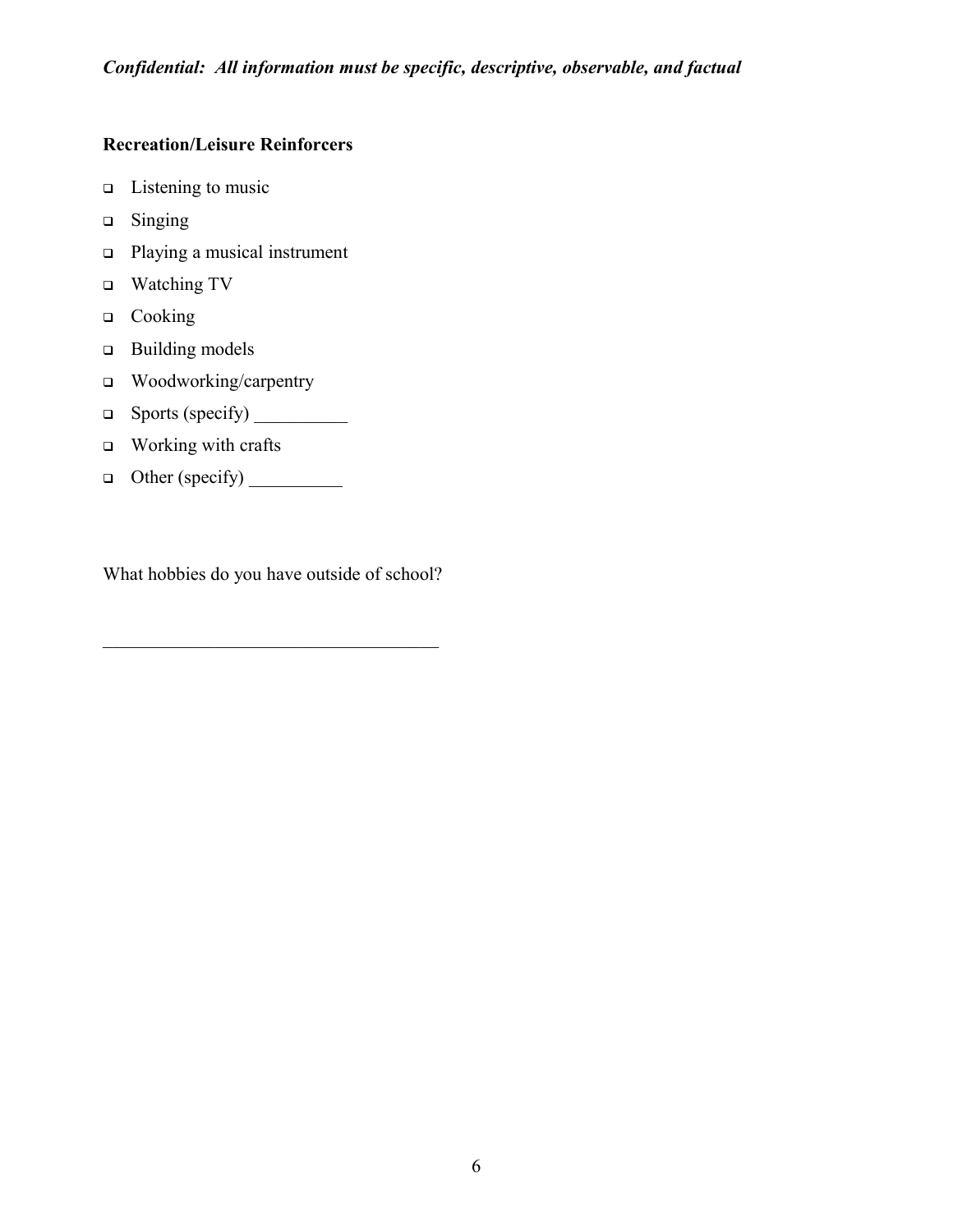*Confidential: All information must be specific, descriptive, observable, and factual*

**Recreation/Leisure Reinforcers**

- ☐ Listening to music
- ☐ Singing
- ☐ Playing a musical instrument
- ☐ Watching TV
- ☐ Cooking
- ☐ Building models
- ☐ Woodworking/carpentry
- ☐ Sports (specify) __________
- ☐ Working with crafts
- ☐ Other (specify) __________

What hobbies do you have outside of school?

____________________________________